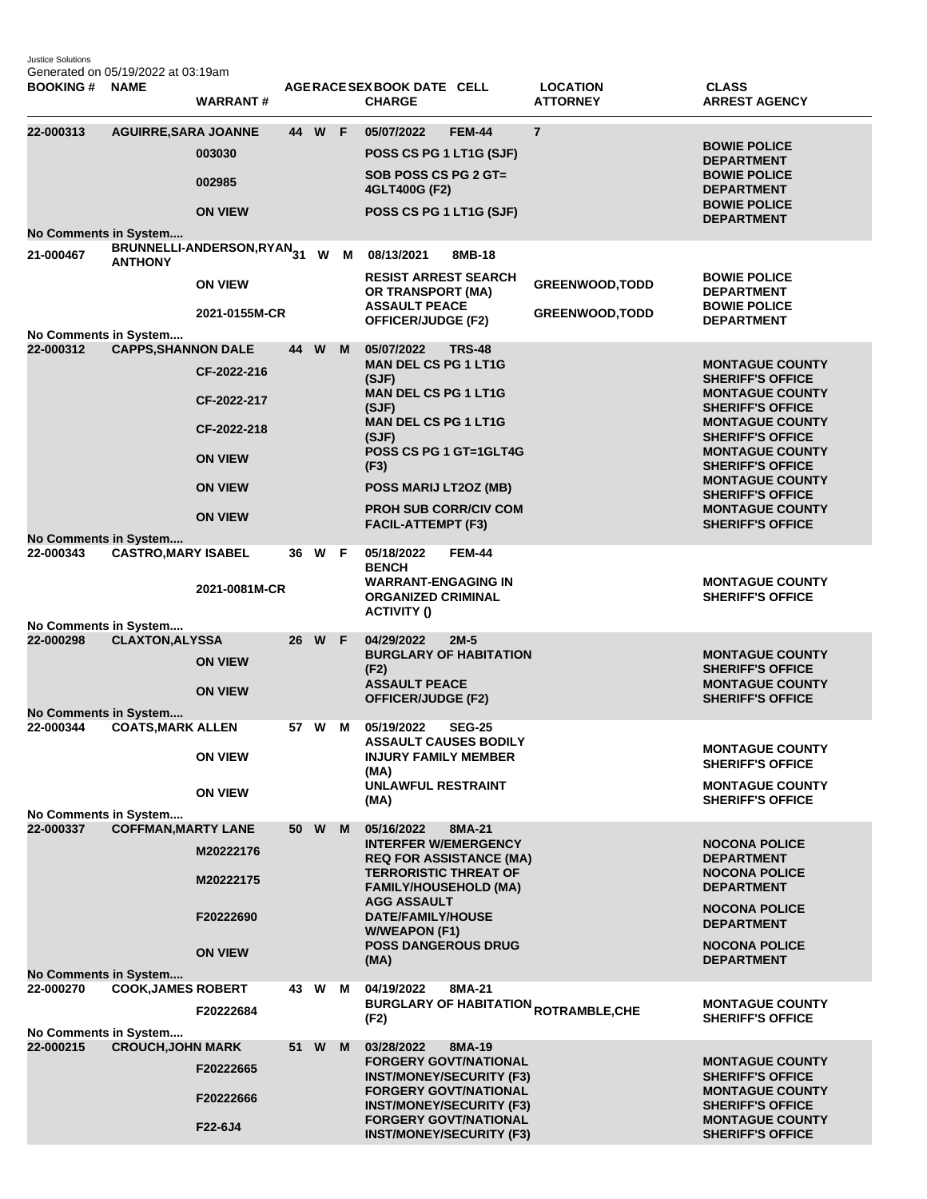Justice Solutions
Generated on 05/19/2022 at 03:19am

| BOOKING # | NAME | WARRANT # | AGE | RACE | SEX | BOOK DATE | CELL | CHARGE | LOCATION | ATTORNEY | CLASS | ARREST AGENCY |
|---|---|---|---|---|---|---|---|---|---|---|---|---|
| 22-000313 | AGUIRRE,SARA JOANNE | | 44 | W | F | 05/07/2022 | FEM-44 | | 7 | | | |
| | | 003030 | | | | | | POSS CS PG 1 LT1G (SJF) | | | | BOWIE POLICE DEPARTMENT |
| | | 002985 | | | | | | SOB POSS CS PG 2 GT= 4GLT400G (F2) | | | | BOWIE POLICE DEPARTMENT |
| | | ON VIEW | | | | | | POSS CS PG 1 LT1G (SJF) | | | | BOWIE POLICE DEPARTMENT |
| No Comments in System.... | | | | | | | | | | | | |
| 21-000467 | BRUNNELLI-ANDERSON,RYAN ANTHONY | | 31 | W | M | 08/13/2021 | 8MB-18 | | | | | |
| | | ON VIEW | | | | | | RESIST ARREST SEARCH OR TRANSPORT (MA) | | GREENWOOD,TODD | | BOWIE POLICE DEPARTMENT |
| | | 2021-0155M-CR | | | | | | ASSAULT PEACE OFFICER/JUDGE (F2) | | GREENWOOD,TODD | | BOWIE POLICE DEPARTMENT |
| No Comments in System.... | | | | | | | | | | | | |
| 22-000312 | CAPPS,SHANNON DALE | | 44 | W | M | 05/07/2022 | TRS-48 | | | | | |
| | | CF-2022-216 | | | | | | MAN DEL CS PG 1 LT1G (SJF) | | | | MONTAGUE COUNTY SHERIFF'S OFFICE |
| | | CF-2022-217 | | | | | | MAN DEL CS PG 1 LT1G (SJF) | | | | MONTAGUE COUNTY SHERIFF'S OFFICE |
| | | CF-2022-218 | | | | | | MAN DEL CS PG 1 LT1G (SJF) | | | | MONTAGUE COUNTY SHERIFF'S OFFICE |
| | | ON VIEW | | | | | | POSS CS PG 1 GT=1GLT4G (F3) | | | | MONTAGUE COUNTY SHERIFF'S OFFICE |
| | | ON VIEW | | | | | | POSS MARIJ LT2OZ (MB) | | | | MONTAGUE COUNTY SHERIFF'S OFFICE |
| | | ON VIEW | | | | | | PROH SUB CORR/CIV COM FACIL-ATTEMPT (F3) | | | | MONTAGUE COUNTY SHERIFF'S OFFICE |
| No Comments in System.... | | | | | | | | | | | | |
| 22-000343 | CASTRO,MARY ISABEL | | 36 | W | F | 05/18/2022 | FEM-44 | | | | | |
| | | 2021-0081M-CR | | | | | | BENCH WARRANT-ENGAGING IN ORGANIZED CRIMINAL ACTIVITY () | | | | MONTAGUE COUNTY SHERIFF'S OFFICE |
| No Comments in System.... | | | | | | | | | | | | |
| 22-000298 | CLAXTON,ALYSSA | | 26 | W | F | 04/29/2022 | 2M-5 | | | | | |
| | | ON VIEW | | | | | | BURGLARY OF HABITATION (F2) | | | | MONTAGUE COUNTY SHERIFF'S OFFICE |
| | | ON VIEW | | | | | | ASSAULT PEACE OFFICER/JUDGE (F2) | | | | MONTAGUE COUNTY SHERIFF'S OFFICE |
| No Comments in System.... | | | | | | | | | | | | |
| 22-000344 | COATS,MARK ALLEN | | 57 | W | M | 05/19/2022 | SEG-25 | | | | | |
| | | ON VIEW | | | | | | ASSAULT CAUSES BODILY INJURY FAMILY MEMBER (MA) | | | | MONTAGUE COUNTY SHERIFF'S OFFICE |
| | | ON VIEW | | | | | | UNLAWFUL RESTRAINT (MA) | | | | MONTAGUE COUNTY SHERIFF'S OFFICE |
| No Comments in System.... | | | | | | | | | | | | |
| 22-000337 | COFFMAN,MARTY LANE | | 50 | W | M | 05/16/2022 | 8MA-21 | | | | | |
| | | M20222176 | | | | | | INTERFER W/EMERGENCY REQ FOR ASSISTANCE (MA) | | | | NOCONA POLICE DEPARTMENT |
| | | M20222175 | | | | | | TERRORISTIC THREAT OF FAMILY/HOUSEHOLD (MA) | | | | NOCONA POLICE DEPARTMENT |
| | | F20222690 | | | | | | AGG ASSAULT DATE/FAMILY/HOUSE W/WEAPON (F1) | | | | NOCONA POLICE DEPARTMENT |
| | | ON VIEW | | | | | | POSS DANGEROUS DRUG (MA) | | | | NOCONA POLICE DEPARTMENT |
| No Comments in System.... | | | | | | | | | | | | |
| 22-000270 | COOK,JAMES ROBERT | | 43 | W | M | 04/19/2022 | 8MA-21 | | | | | |
| | | F20222684 | | | | | | BURGLARY OF HABITATION (F2) | | ROTRAMBLE,CHE | | MONTAGUE COUNTY SHERIFF'S OFFICE |
| No Comments in System.... | | | | | | | | | | | | |
| 22-000215 | CROUCH,JOHN MARK | | 51 | W | M | 03/28/2022 | 8MA-19 | | | | | |
| | | F20222665 | | | | | | FORGERY GOVT/NATIONAL INST/MONEY/SECURITY (F3) | | | | MONTAGUE COUNTY SHERIFF'S OFFICE |
| | | F20222666 | | | | | | FORGERY GOVT/NATIONAL INST/MONEY/SECURITY (F3) | | | | MONTAGUE COUNTY SHERIFF'S OFFICE |
| | | F22-6J4 | | | | | | FORGERY GOVT/NATIONAL INST/MONEY/SECURITY (F3) | | | | MONTAGUE COUNTY SHERIFF'S OFFICE |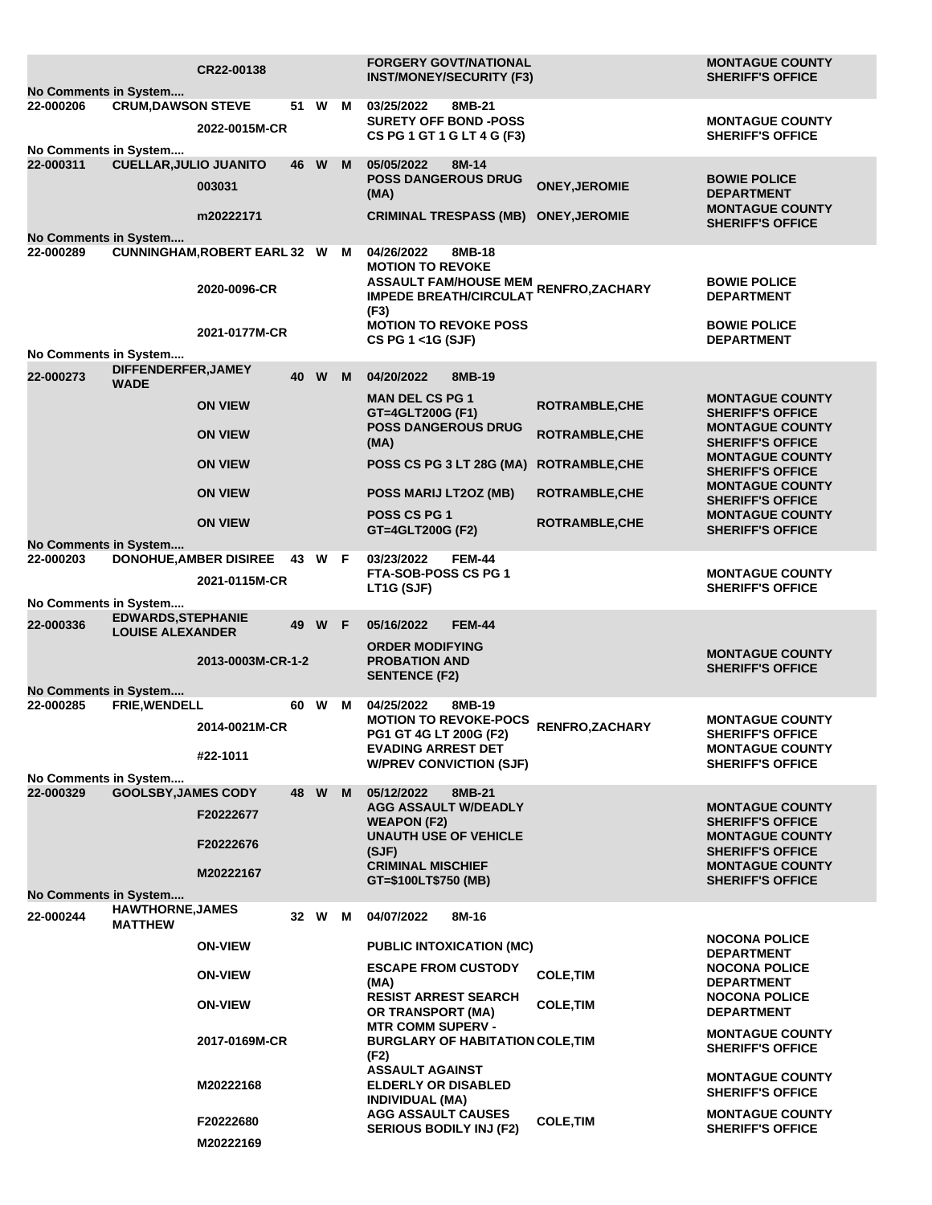| Booking # | Name | Case # | Age | Race | Sex | Date / Charge | Officer | Agency |
|---|---|---|---|---|---|---|---|---|
| | | CR22-00138 | | | | FORGERY GOVT/NATIONAL INST/MONEY/SECURITY (F3) | | MONTAGUE COUNTY SHERIFF'S OFFICE |
| No Comments in System.... | | | | | | | | |
| 22-000206 | CRUM,DAWSON STEVE | | 51 | W | M | 03/25/2022 8MB-21 | | |
| | | 2022-0015M-CR | | | | SURETY OFF BOND -POSS CS PG 1 GT 1 G LT 4 G (F3) | | MONTAGUE COUNTY SHERIFF'S OFFICE |
| No Comments in System.... | | | | | | | | |
| 22-000311 | CUELLAR,JULIO JUANITO | | 46 | W | M | 05/05/2022 8M-14 | | |
| | | 003031 | | | | POSS DANGEROUS DRUG (MA) | ONEY,JEROMIE | BOWIE POLICE DEPARTMENT |
| | | m20222171 | | | | CRIMINAL TRESPASS (MB) | ONEY,JEROMIE | MONTAGUE COUNTY SHERIFF'S OFFICE |
| No Comments in System.... | | | | | | | | |
| 22-000289 | CUNNINGHAM,ROBERT EARL | | 32 | W | M | 04/26/2022 8MB-18 | | |
| | | 2020-0096-CR | | | | MOTION TO REVOKE ASSAULT FAM/HOUSE MEM IMPEDE BREATH/CIRCULAT (F3) | RENFRO,ZACHARY | BOWIE POLICE DEPARTMENT |
| | | 2021-0177M-CR | | | | MOTION TO REVOKE POSS CS PG 1 <1G (SJF) | | BOWIE POLICE DEPARTMENT |
| No Comments in System.... | | | | | | | | |
| 22-000273 | DIFFENDERFER,JAMEY WADE | | 40 | W | M | 04/20/2022 8MB-19 | | |
| | | ON VIEW | | | | MAN DEL CS PG 1 GT=4GLT200G (F1) | ROTRAMBLE,CHE | MONTAGUE COUNTY SHERIFF'S OFFICE |
| | | ON VIEW | | | | POSS DANGEROUS DRUG (MA) | ROTRAMBLE,CHE | MONTAGUE COUNTY SHERIFF'S OFFICE |
| | | ON VIEW | | | | POSS CS PG 3 LT 28G (MA) | ROTRAMBLE,CHE | MONTAGUE COUNTY SHERIFF'S OFFICE |
| | | ON VIEW | | | | POSS MARIJ LT2OZ (MB) | ROTRAMBLE,CHE | MONTAGUE COUNTY SHERIFF'S OFFICE |
| | | ON VIEW | | | | POSS CS PG 1 GT=4GLT200G (F2) | ROTRAMBLE,CHE | MONTAGUE COUNTY SHERIFF'S OFFICE |
| No Comments in System.... | | | | | | | | |
| 22-000203 | DONOHUE,AMBER DISIREE | | 43 | W | F | 03/23/2022 FEM-44 | | |
| | | 2021-0115M-CR | | | | FTA-SOB-POSS CS PG 1 LT1G (SJF) | | MONTAGUE COUNTY SHERIFF'S OFFICE |
| No Comments in System.... | | | | | | | | |
| 22-000336 | EDWARDS,STEPHANIE LOUISE ALEXANDER | | 49 | W | F | 05/16/2022 FEM-44 | | |
| | | 2013-0003M-CR-1-2 | | | | ORDER MODIFYING PROBATION AND SENTENCE (F2) | | MONTAGUE COUNTY SHERIFF'S OFFICE |
| No Comments in System.... | | | | | | | | |
| 22-000285 | FRIE,WENDELL | | 60 | W | M | 04/25/2022 8MB-19 | | |
| | | 2014-0021M-CR | | | | MOTION TO REVOKE-POCS PG1 GT 4G LT 200G (F2) | RENFRO,ZACHARY | MONTAGUE COUNTY SHERIFF'S OFFICE |
| | | #22-1011 | | | | EVADING ARREST DET W/PREV CONVICTION (SJF) | | MONTAGUE COUNTY SHERIFF'S OFFICE |
| No Comments in System.... | | | | | | | | |
| 22-000329 | GOOLSBY,JAMES CODY | | 48 | W | M | 05/12/2022 8MB-21 | | |
| | | F20222677 | | | | AGG ASSAULT W/DEADLY WEAPON (F2) | | MONTAGUE COUNTY SHERIFF'S OFFICE |
| | | F20222676 | | | | UNAUTH USE OF VEHICLE (SJF) | | MONTAGUE COUNTY SHERIFF'S OFFICE |
| | | M20222167 | | | | CRIMINAL MISCHIEF GT=$100LT$750 (MB) | | MONTAGUE COUNTY SHERIFF'S OFFICE |
| No Comments in System.... | | | | | | | | |
| 22-000244 | HAWTHORNE,JAMES MATTHEW | | 32 | W | M | 04/07/2022 8M-16 | | |
| | | ON-VIEW | | | | PUBLIC INTOXICATION (MC) | | NOCONA POLICE DEPARTMENT |
| | | ON-VIEW | | | | ESCAPE FROM CUSTODY (MA) | COLE,TIM | NOCONA POLICE DEPARTMENT |
| | | ON-VIEW | | | | RESIST ARREST SEARCH OR TRANSPORT (MA) | COLE,TIM | NOCONA POLICE DEPARTMENT |
| | | 2017-0169M-CR | | | | MTR COMM SUPERV - BURGLARY OF HABITATION (F2) | COLE,TIM | MONTAGUE COUNTY SHERIFF'S OFFICE |
| | | M20222168 | | | | ASSAULT AGAINST ELDERLY OR DISABLED INDIVIDUAL (MA) | | MONTAGUE COUNTY SHERIFF'S OFFICE |
| | | F20222680 | | | | AGG ASSAULT CAUSES SERIOUS BODILY INJ (F2) | COLE,TIM | MONTAGUE COUNTY SHERIFF'S OFFICE |
| | | M20222169 | | | | | | |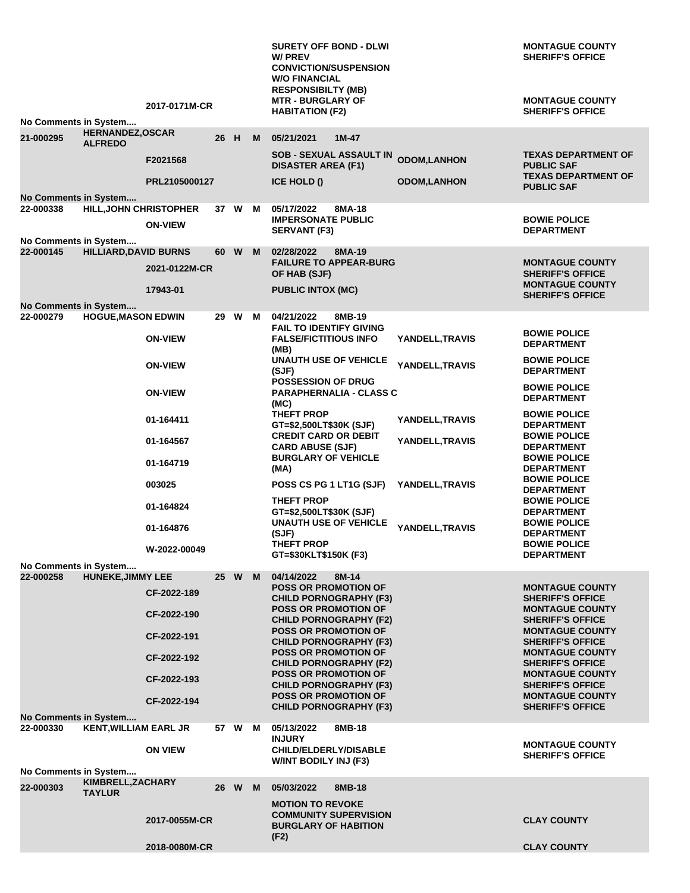| | | | | | | | | | |
|---|---|---|---|---|---|---|---|---|---|
| | | | | | | SURETY OFF BOND - DLWI W/ PREV CONVICTION/SUSPENSION W/O FINANCIAL RESPONSIBILTY (MB) | | | MONTAGUE COUNTY SHERIFF'S OFFICE |
| | | 2017-0171M-CR | | | | MTR - BURGLARY OF HABITATION (F2) | | | MONTAGUE COUNTY SHERIFF'S OFFICE |
| No Comments in System.... | | | | | | | | | |
| 21-000295 | HERNANDEZ,OSCAR ALFREDO | | 26 | H | M | 05/21/2021 | 1M-47 | | |
| | | F2021568 | | | | SOB - SEXUAL ASSAULT IN DISASTER AREA (F1) | | ODOM,LANHON | TEXAS DEPARTMENT OF PUBLIC SAF |
| | | PRL2105000127 | | | | ICE HOLD () | | ODOM,LANHON | TEXAS DEPARTMENT OF PUBLIC SAF |
| No Comments in System.... | | | | | | | | | |
| 22-000338 | HILL,JOHN CHRISTOPHER | | 37 | W | M | 05/17/2022 | 8MA-18 | | |
| | | ON-VIEW | | | | IMPERSONATE PUBLIC SERVANT (F3) | | | BOWIE POLICE DEPARTMENT |
| No Comments in System.... | | | | | | | | | |
| 22-000145 | HILLIARD,DAVID BURNS | | 60 | W | M | 02/28/2022 | 8MA-19 | | |
| | | 2021-0122M-CR | | | | FAILURE TO APPEAR-BURG OF HAB (SJF) | | | MONTAGUE COUNTY SHERIFF'S OFFICE |
| | | 17943-01 | | | | PUBLIC INTOX (MC) | | | MONTAGUE COUNTY SHERIFF'S OFFICE |
| No Comments in System.... | | | | | | | | | |
| 22-000279 | HOGUE,MASON EDWIN | | 29 | W | M | 04/21/2022 | 8MB-19 | | |
| | | ON-VIEW | | | | FAIL TO IDENTIFY GIVING FALSE/FICTITIOUS INFO (MB) | | YANDELL,TRAVIS | BOWIE POLICE DEPARTMENT |
| | | ON-VIEW | | | | UNAUTH USE OF VEHICLE (SJF) | | YANDELL,TRAVIS | BOWIE POLICE DEPARTMENT |
| | | ON-VIEW | | | | POSSESSION OF DRUG PARAPHERNALIA - CLASS C (MC) | | | BOWIE POLICE DEPARTMENT |
| | | 01-164411 | | | | THEFT PROP GT=$2,500LT$30K (SJF) | | YANDELL,TRAVIS | BOWIE POLICE DEPARTMENT |
| | | 01-164567 | | | | CREDIT CARD OR DEBIT CARD ABUSE (SJF) | | YANDELL,TRAVIS | BOWIE POLICE DEPARTMENT |
| | | 01-164719 | | | | BURGLARY OF VEHICLE (MA) | | | BOWIE POLICE DEPARTMENT |
| | | 003025 | | | | POSS CS PG 1 LT1G (SJF) | | YANDELL,TRAVIS | BOWIE POLICE DEPARTMENT |
| | | 01-164824 | | | | THEFT PROP GT=$2,500LT$30K (SJF) | | | BOWIE POLICE DEPARTMENT |
| | | 01-164876 | | | | UNAUTH USE OF VEHICLE (SJF) | | YANDELL,TRAVIS | BOWIE POLICE DEPARTMENT |
| | | W-2022-00049 | | | | THEFT PROP GT=$30KLT$150K (F3) | | | BOWIE POLICE DEPARTMENT |
| No Comments in System.... | | | | | | | | | |
| 22-000258 | HUNEKE,JIMMY LEE | | 25 | W | M | 04/14/2022 | 8M-14 | | |
| | | CF-2022-189 | | | | POSS OR PROMOTION OF CHILD PORNOGRAPHY (F3) | | | MONTAGUE COUNTY SHERIFF'S OFFICE |
| | | CF-2022-190 | | | | POSS OR PROMOTION OF CHILD PORNOGRAPHY (F2) | | | MONTAGUE COUNTY SHERIFF'S OFFICE |
| | | CF-2022-191 | | | | POSS OR PROMOTION OF CHILD PORNOGRAPHY (F3) | | | MONTAGUE COUNTY SHERIFF'S OFFICE |
| | | CF-2022-192 | | | | POSS OR PROMOTION OF CHILD PORNOGRAPHY (F2) | | | MONTAGUE COUNTY SHERIFF'S OFFICE |
| | | CF-2022-193 | | | | POSS OR PROMOTION OF CHILD PORNOGRAPHY (F3) | | | MONTAGUE COUNTY SHERIFF'S OFFICE |
| | | CF-2022-194 | | | | POSS OR PROMOTION OF CHILD PORNOGRAPHY (F3) | | | MONTAGUE COUNTY SHERIFF'S OFFICE |
| No Comments in System.... | | | | | | | | | |
| 22-000330 | KENT,WILLIAM EARL JR | | 57 | W | M | 05/13/2022 | 8MB-18 | | |
| | | ON VIEW | | | | INJURY CHILD/ELDERLY/DISABLE W/INT BODILY INJ (F3) | | | MONTAGUE COUNTY SHERIFF'S OFFICE |
| No Comments in System.... | | | | | | | | | |
| 22-000303 | KIMBRELL,ZACHARY TAYLUR | | 26 | W | M | 05/03/2022 | 8MB-18 | | |
| | | 2017-0055M-CR | | | | MOTION TO REVOKE COMMUNITY SUPERVISION BURGLARY OF HABITION (F2) | | | CLAY COUNTY |
| | | 2018-0080M-CR | | | | | | | CLAY COUNTY |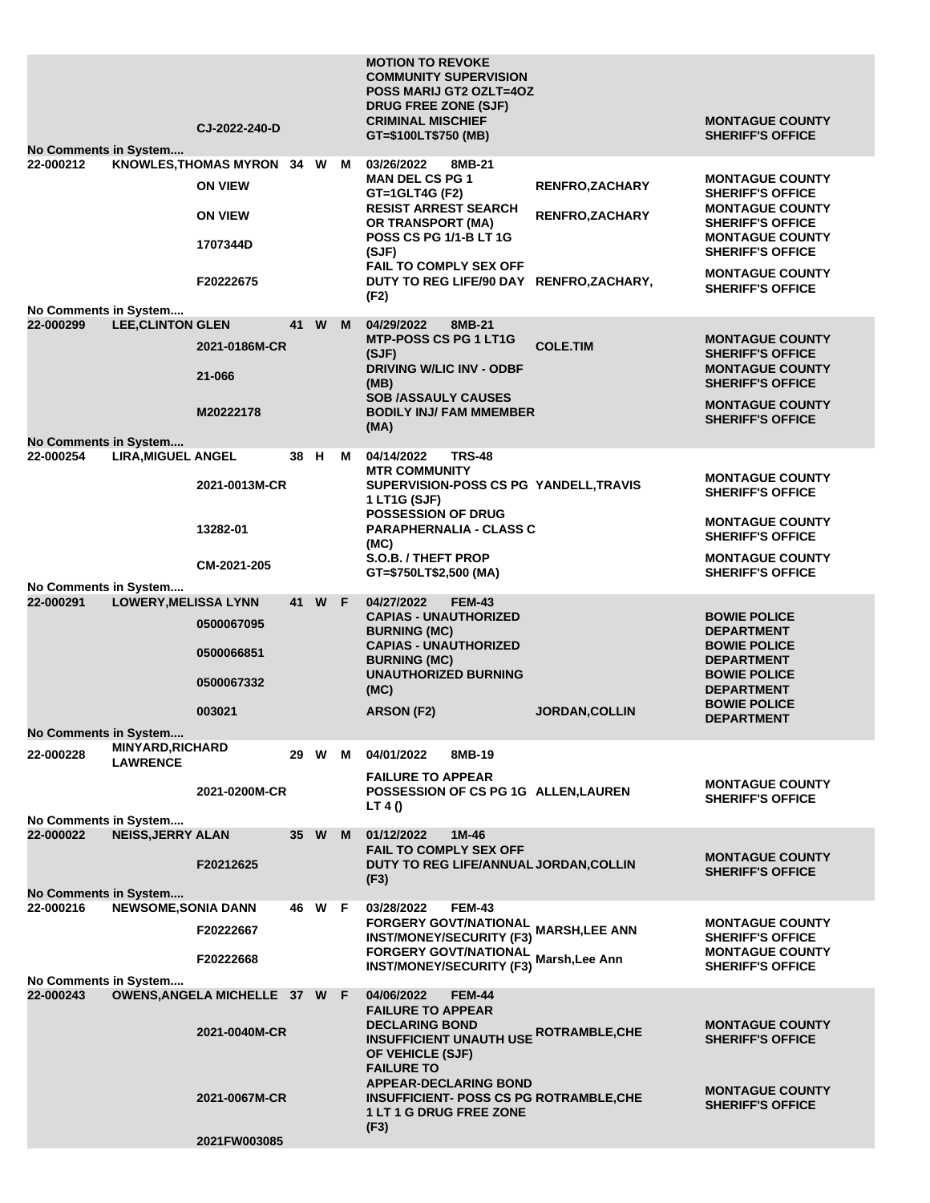| Booking # | Name | Case # | Age | Race | Sex | Booking Date / Offense | Arresting Officer | Agency |
|---|---|---|---|---|---|---|---|---|
| | | CJ-2022-240-D | | | | MOTION TO REVOKE COMMUNITY SUPERVISION POSS MARIJ GT2 OZLT=4OZ DRUG FREE ZONE (SJF) CRIMINAL MISCHIEF GT=$100LT$750 (MB) | | MONTAGUE COUNTY SHERIFF'S OFFICE |
| No Comments in System.... | | | | | | | | |
| 22-000212 | KNOWLES,THOMAS MYRON | | 34 | W | M | 03/26/2022 8MB-21 | | |
| | | ON VIEW | | | | MAN DEL CS PG 1 GT=1GLT4G (F2) | RENFRO,ZACHARY | MONTAGUE COUNTY SHERIFF'S OFFICE |
| | | ON VIEW | | | | RESIST ARREST SEARCH OR TRANSPORT (MA) | RENFRO,ZACHARY | MONTAGUE COUNTY SHERIFF'S OFFICE |
| | | 1707344D | | | | POSS CS PG 1/1-B LT 1G (SJF) | | MONTAGUE COUNTY SHERIFF'S OFFICE |
| | | F20222675 | | | | FAIL TO COMPLY SEX OFF DUTY TO REG LIFE/90 DAY (F2) | RENFRO,ZACHARY, | MONTAGUE COUNTY SHERIFF'S OFFICE |
| No Comments in System.... | | | | | | | | |
| 22-000299 | LEE,CLINTON GLEN | | 41 | W | M | 04/29/2022 8MB-21 | | |
| | | 2021-0186M-CR | | | | MTP-POSS CS PG 1 LT1G (SJF) | COLE.TIM | MONTAGUE COUNTY SHERIFF'S OFFICE |
| | | 21-066 | | | | DRIVING W/LIC INV - ODBF (MB) | | MONTAGUE COUNTY SHERIFF'S OFFICE |
| | | M20222178 | | | | SOB /ASSAULY CAUSES BODILY INJ/ FAM MMEMBER (MA) | | MONTAGUE COUNTY SHERIFF'S OFFICE |
| No Comments in System.... | | | | | | | | |
| 22-000254 | LIRA,MIGUEL ANGEL | | 38 | H | M | 04/14/2022 TRS-48 | | |
| | | 2021-0013M-CR | | | | MTR COMMUNITY SUPERVISION-POSS CS PG 1 LT1G (SJF) | YANDELL,TRAVIS | MONTAGUE COUNTY SHERIFF'S OFFICE |
| | | 13282-01 | | | | POSSESSION OF DRUG PARAPHERNALIA - CLASS C (MC) | | MONTAGUE COUNTY SHERIFF'S OFFICE |
| | | CM-2021-205 | | | | S.O.B. / THEFT PROP GT=$750LT$2,500 (MA) | | MONTAGUE COUNTY SHERIFF'S OFFICE |
| No Comments in System.... | | | | | | | | |
| 22-000291 | LOWERY,MELISSA LYNN | | 41 | W | F | 04/27/2022 FEM-43 | | |
| | | 0500067095 | | | | CAPIAS - UNAUTHORIZED BURNING (MC) | | BOWIE POLICE DEPARTMENT |
| | | 0500066851 | | | | CAPIAS - UNAUTHORIZED BURNING (MC) | | BOWIE POLICE DEPARTMENT |
| | | 0500067332 | | | | UNAUTHORIZED BURNING (MC) | | BOWIE POLICE DEPARTMENT |
| | | 003021 | | | | ARSON (F2) | JORDAN,COLLIN | BOWIE POLICE DEPARTMENT |
| No Comments in System.... | | | | | | | | |
| 22-000228 | MINYARD,RICHARD LAWRENCE | | 29 | W | M | 04/01/2022 8MB-19 | | |
| | | 2021-0200M-CR | | | | FAILURE TO APPEAR POSSESSION OF CS PG 1G LT 4 () | ALLEN,LAUREN | MONTAGUE COUNTY SHERIFF'S OFFICE |
| No Comments in System.... | | | | | | | | |
| 22-000022 | NEISS,JERRY ALAN | | 35 | W | M | 01/12/2022 1M-46 | | |
| | | F20212625 | | | | FAIL TO COMPLY SEX OFF DUTY TO REG LIFE/ANNUAL (F3) | JORDAN,COLLIN | MONTAGUE COUNTY SHERIFF'S OFFICE |
| No Comments in System.... | | | | | | | | |
| 22-000216 | NEWSOME,SONIA DANN | | 46 | W | F | 03/28/2022 FEM-43 | | |
| | | F20222667 | | | | FORGERY GOVT/NATIONAL INST/MONEY/SECURITY (F3) | MARSH,LEE ANN | MONTAGUE COUNTY SHERIFF'S OFFICE |
| | | F20222668 | | | | FORGERY GOVT/NATIONAL INST/MONEY/SECURITY (F3) | Marsh,Lee Ann | MONTAGUE COUNTY SHERIFF'S OFFICE |
| No Comments in System.... | | | | | | | | |
| 22-000243 | OWENS,ANGELA MICHELLE | | 37 | W | F | 04/06/2022 FEM-44 | | |
| | | 2021-0040M-CR | | | | FAILURE TO APPEAR DECLARING BOND INSUFFICIENT UNAUTH USE OF VEHICLE (SJF) | ROTRAMBLE,CHE | MONTAGUE COUNTY SHERIFF'S OFFICE |
| | | 2021-0067M-CR | | | | FAILURE TO APPEAR-DECLARING BOND INSUFFICIENT- POSS CS PG 1 LT 1 G DRUG FREE ZONE (F3) | ROTRAMBLE,CHE | MONTAGUE COUNTY SHERIFF'S OFFICE |
| | | 2021FW003085 | | | | | | |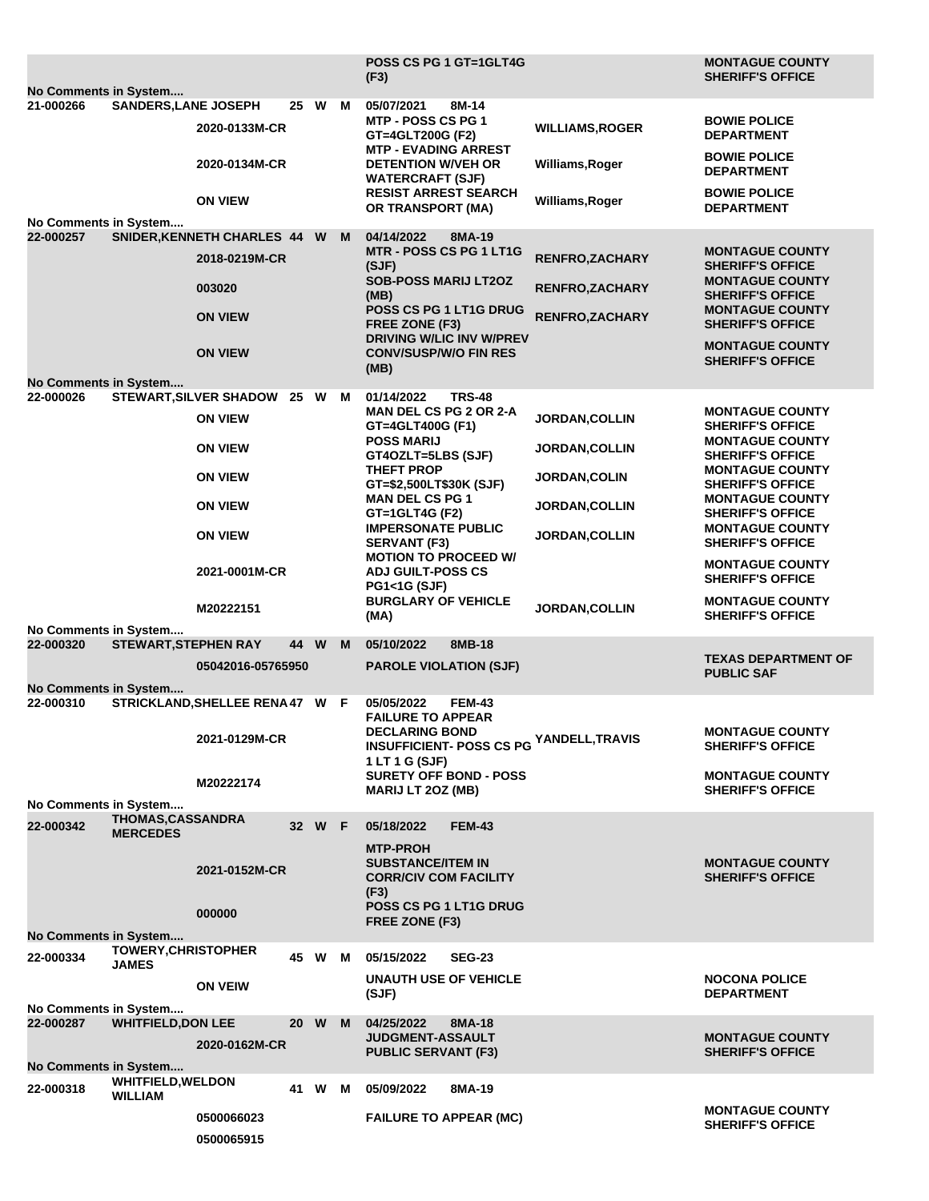| Booking # | Name | Case # | Age | Race | Sex | Date / Charge | Officer | Agency |
|---|---|---|---|---|---|---|---|---|
| | | | | | | POSS CS PG 1 GT=1GLT4G (F3) | | MONTAGUE COUNTY SHERIFF'S OFFICE |
| No Comments in System.... | | | | | | | | |
| 21-000266 | SANDERS,LANE JOSEPH | | 25 | W | M | 05/07/2021 8M-14 | | |
| | | 2020-0133M-CR | | | | MTP - POSS CS PG 1 GT=4GLT200G (F2) | WILLIAMS,ROGER | BOWIE POLICE DEPARTMENT |
| | | 2020-0134M-CR | | | | MTP - EVADING ARREST DETENTION W/VEH OR WATERCRAFT (SJF) | Williams,Roger | BOWIE POLICE DEPARTMENT |
| | | ON VIEW | | | | RESIST ARREST SEARCH OR TRANSPORT (MA) | Williams,Roger | BOWIE POLICE DEPARTMENT |
| No Comments in System.... | | | | | | | | |
| 22-000257 | SNIDER,KENNETH CHARLES | | 44 | W | M | 04/14/2022 8MA-19 | | |
| | | 2018-0219M-CR | | | | MTR - POSS CS PG 1 LT1G (SJF) | RENFRO,ZACHARY | MONTAGUE COUNTY SHERIFF'S OFFICE |
| | | 003020 | | | | SOB-POSS MARIJ LT2OZ (MB) | RENFRO,ZACHARY | MONTAGUE COUNTY SHERIFF'S OFFICE |
| | | ON VIEW | | | | POSS CS PG 1 LT1G DRUG FREE ZONE (F3) | RENFRO,ZACHARY | MONTAGUE COUNTY SHERIFF'S OFFICE |
| | | ON VIEW | | | | DRIVING W/LIC INV W/PREV CONV/SUSP/W/O FIN RES (MB) | | MONTAGUE COUNTY SHERIFF'S OFFICE |
| No Comments in System.... | | | | | | | | |
| 22-000026 | STEWART,SILVER SHADOW | | 25 | W | M | 01/14/2022 TRS-48 | | |
| | | ON VIEW | | | | MAN DEL CS PG 2 OR 2-A GT=4GLT400G (F1) | JORDAN,COLLIN | MONTAGUE COUNTY SHERIFF'S OFFICE |
| | | ON VIEW | | | | POSS MARIJ GT4OZLT=5LBS (SJF) | JORDAN,COLLIN | MONTAGUE COUNTY SHERIFF'S OFFICE |
| | | ON VIEW | | | | THEFT PROP GT=$2,500LT$30K (SJF) | JORDAN,COLIN | MONTAGUE COUNTY SHERIFF'S OFFICE |
| | | ON VIEW | | | | MAN DEL CS PG 1 GT=1GLT4G (F2) | JORDAN,COLLIN | MONTAGUE COUNTY SHERIFF'S OFFICE |
| | | ON VIEW | | | | IMPERSONATE PUBLIC SERVANT (F3) | JORDAN,COLLIN | MONTAGUE COUNTY SHERIFF'S OFFICE |
| | | 2021-0001M-CR | | | | MOTION TO PROCEED W/ ADJ GUILT-POSS CS PG1<1G (SJF) | | MONTAGUE COUNTY SHERIFF'S OFFICE |
| | | M20222151 | | | | BURGLARY OF VEHICLE (MA) | JORDAN,COLLIN | MONTAGUE COUNTY SHERIFF'S OFFICE |
| No Comments in System.... | | | | | | | | |
| 22-000320 | STEWART,STEPHEN RAY | | 44 | W | M | 05/10/2022 8MB-18 | | |
| | | 05042016-05765950 | | | | PAROLE VIOLATION (SJF) | | TEXAS DEPARTMENT OF PUBLIC SAF |
| No Comments in System.... | | | | | | | | |
| 22-000310 | STRICKLAND,SHELLEE RENA | | 47 | W | F | 05/05/2022 FEM-43 | | |
| | | 2021-0129M-CR | | | | FAILURE TO APPEAR DECLARING BOND INSUFFICIENT- POSS CS PG 1 LT 1 G (SJF) | YANDELL,TRAVIS | MONTAGUE COUNTY SHERIFF'S OFFICE |
| | | M20222174 | | | | SURETY OFF BOND - POSS MARIJ LT 2OZ (MB) | | MONTAGUE COUNTY SHERIFF'S OFFICE |
| No Comments in System.... | | | | | | | | |
| 22-000342 | THOMAS,CASSANDRA MERCEDES | | 32 | W | F | 05/18/2022 FEM-43 | | |
| | | 2021-0152M-CR | | | | MTP-PROH SUBSTANCE/ITEM IN CORR/CIV COM FACILITY (F3) | | MONTAGUE COUNTY SHERIFF'S OFFICE |
| | | 000000 | | | | POSS CS PG 1 LT1G DRUG FREE ZONE (F3) | | |
| No Comments in System.... | | | | | | | | |
| 22-000334 | TOWERY,CHRISTOPHER JAMES | | 45 | W | M | 05/15/2022 SEG-23 | | |
| | | ON VEIW | | | | UNAUTH USE OF VEHICLE (SJF) | | NOCONA POLICE DEPARTMENT |
| No Comments in System.... | | | | | | | | |
| 22-000287 | WHITFIELD,DON LEE | | 20 | W | M | 04/25/2022 8MA-18 | | |
| | | 2020-0162M-CR | | | | JUDGMENT-ASSAULT PUBLIC SERVANT (F3) | | MONTAGUE COUNTY SHERIFF'S OFFICE |
| No Comments in System.... | | | | | | | | |
| 22-000318 | WHITFIELD,WELDON WILLIAM | | 41 | W | M | 05/09/2022 8MA-19 | | |
| | | 0500066023 | | | | FAILURE TO APPEAR (MC) | | MONTAGUE COUNTY SHERIFF'S OFFICE |
| | | 0500065915 | | | | | | |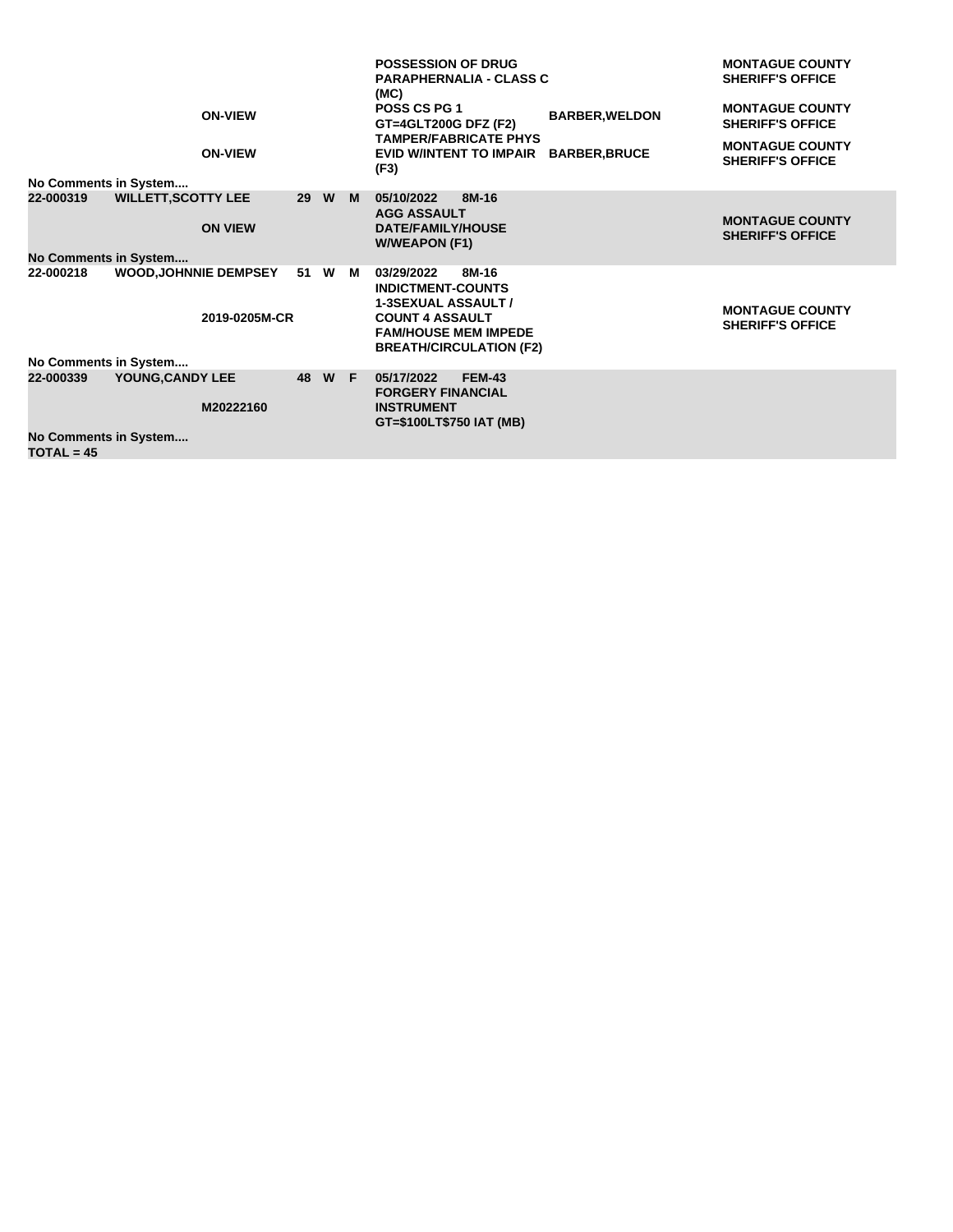| | | | | | | | | | |
|---|---|---|---|---|---|---|---|---|---|
| | | | | | | POSSESSION OF DRUG PARAPHERNALIA - CLASS C (MC) | | | MONTAGUE COUNTY SHERIFF'S OFFICE |
| | | ON-VIEW | | | | POSS CS PG 1 GT=4GLT200G DFZ (F2) | | BARBER,WELDON | MONTAGUE COUNTY SHERIFF'S OFFICE |
| | | ON-VIEW | | | | TAMPER/FABRICATE PHYS EVID W/INTENT TO IMPAIR (F3) | | BARBER,BRUCE | MONTAGUE COUNTY SHERIFF'S OFFICE |
| No Comments in System.... | | | | | | | | | |
| 22-000319 | WILLETT,SCOTTY LEE | | 29 | W | M | 05/10/2022 | 8M-16 | | |
| | | ON VIEW | | | | AGG ASSAULT DATE/FAMILY/HOUSE W/WEAPON (F1) | | | MONTAGUE COUNTY SHERIFF'S OFFICE |
| No Comments in System.... | | | | | | | | | |
| 22-000218 | WOOD,JOHNNIE DEMPSEY | | 51 | W | M | 03/29/2022 | 8M-16 | | |
| | | 2019-0205M-CR | | | | INDICTMENT-COUNTS 1-3SEXUAL ASSAULT / COUNT 4 ASSAULT FAM/HOUSE MEM IMPEDE BREATH/CIRCULATION (F2) | | | MONTAGUE COUNTY SHERIFF'S OFFICE |
| No Comments in System.... | | | | | | | | | |
| 22-000339 | YOUNG,CANDY LEE | | 48 | W | F | 05/17/2022 | FEM-43 | | |
| | | M20222160 | | | | FORGERY FINANCIAL INSTRUMENT GT=$100LT$750 IAT (MB) | | | |
| No Comments in System.... | | | | | | | | | |

TOTAL = 45